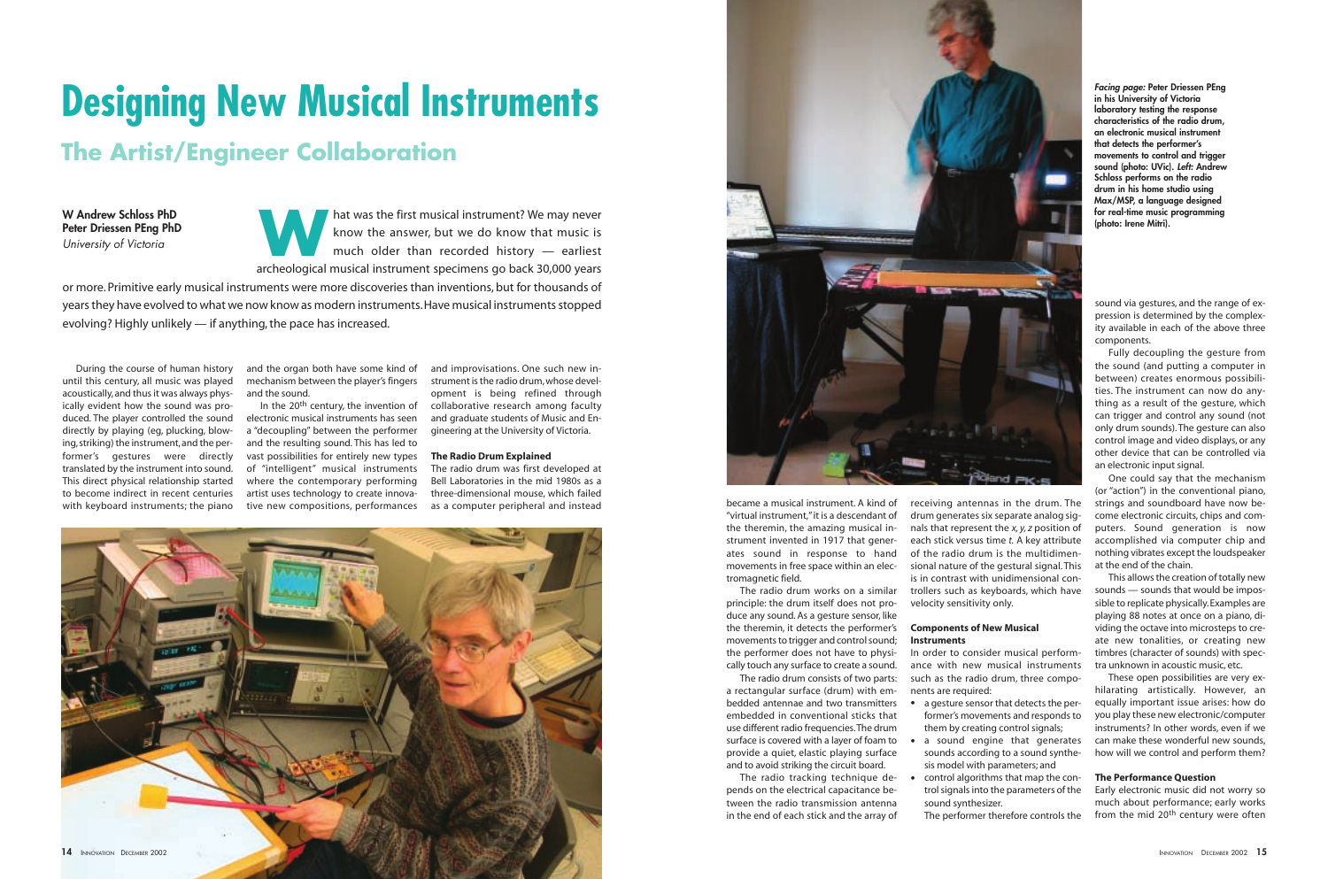# Designing New Musical Instruments

## The Artist/Engineer Collaboration

**W Andrew Schloss PhD**
**Peter Driessen PEng PhD**
*University of Victoria*

What was the first musical instrument? We may never know the answer, but we do know that music is much older than recorded history — earliest archeological musical instrument specimens go back 30,000 years or more. Primitive early musical instruments were more discoveries than inventions, but for thousands of years they have evolved to what we now know as modern instruments. Have musical instruments stopped evolving? Highly unlikely — if anything, the pace has increased.

During the course of human history until this century, all music was played acoustically, and thus it was always physically evident how the sound was produced. The player controlled the sound directly by playing (eg, plucking, blowing, striking) the instrument, and the performer's gestures were directly translated by the instrument into sound. This direct physical relationship started to become indirect in recent centuries with keyboard instruments; the piano and the organ both have some kind of mechanism between the player's fingers and the sound.

In the 20th century, the invention of electronic musical instruments has seen a "decoupling" between the performer and the resulting sound. This has led to vast possibilities for entirely new types of "intelligent" musical instruments where the contemporary performing artist uses technology to create innovative new compositions, performances and improvisations. One such new instrument is the radio drum, whose development is being refined through collaborative research among faculty and graduate students of Music and Engineering at the University of Victoria.

### The Radio Drum Explained

The radio drum was first developed at Bell Laboratories in the mid 1980s as a three-dimensional mouse, which failed as a computer peripheral and instead became a musical instrument. A kind of "virtual instrument," it is a descendant of the theremin, the amazing musical instrument invented in 1917 that generates sound in response to hand movements in free space within an electromagnetic field.

The radio drum works on a similar principle: the drum itself does not produce any sound. As a gesture sensor, like the theremin, it detects the performer's movements to trigger and control sound; the performer does not have to physically touch any surface to create a sound.

The radio drum consists of two parts: a rectangular surface (drum) with embedded antennae and two transmitters embedded in conventional sticks that use different radio frequencies. The drum surface is covered with a layer of foam to provide a quiet, elastic playing surface and to avoid striking the circuit board.

The radio tracking technique depends on the electrical capacitance between the radio transmission antenna in the end of each stick and the array of receiving antennas in the drum. The drum generates six separate analog signals that represent the *x*, *y*, *z* position of each stick versus time *t*. A key attribute of the radio drum is the multidimensional nature of the gestural signal. This is in contrast with unidimensional controllers such as keyboards, which have velocity sensitivity only.

### Components of New Musical Instruments

In order to consider musical performance with new musical instruments such as the radio drum, three components are required:

- a gesture sensor that detects the performer's movements and responds to them by creating control signals;
- a sound engine that generates sounds according to a sound synthesis model with parameters; and
- control algorithms that map the control signals into the parameters of the sound synthesizer.

The performer therefore controls the sound via gestures, and the range of expression is determined by the complexity available in each of the above three components.

Fully decoupling the gesture from the sound (and putting a computer in between) creates enormous possibilities. The instrument can now do anything as a result of the gesture, which can trigger and control any sound (not only drum sounds). The gesture can also control image and video displays, or any other device that can be controlled via an electronic input signal.

One could say that the mechanism (or "action") in the conventional piano, strings and soundboard have now become electronic circuits, chips and computers. Sound generation is now accomplished via computer chip and nothing vibrates except the loudspeaker at the end of the chain.

This allows the creation of totally new sounds — sounds that would be impossible to replicate physically. Examples are playing 88 notes at once on a piano, dividing the octave into microsteps to create new tonalities, or creating new timbres (character of sounds) with spectra unknown in acoustic music, etc.

These open possibilities are very exhilarating artistically. However, an equally important issue arises: how do you play these new electronic/computer instruments? In other words, even if we can make these wonderful new sounds, how will we control and perform them?

### The Performance Question

Early electronic music did not worry so much about performance; early works from the mid 20th century were often

*Facing page:* **Peter Driessen PEng in his University of Victoria laboratory testing the response characteristics of the radio drum, an electronic musical instrument that detects the performer's movements to control and trigger sound (photo: UVic).** ***Left:*** **Andrew Schloss performs on the radio drum in his home studio using Max/MSP, a language designed for real-time music programming (photo: Irene Mitri).**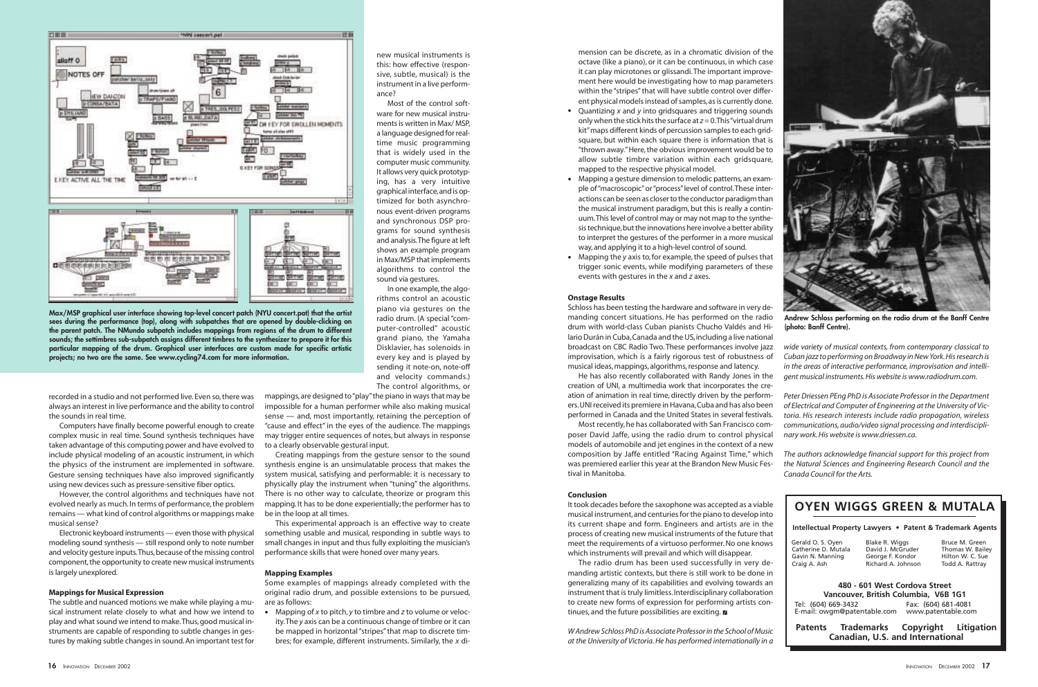Max/MSP graphical user interface showing top-level concert patch (NYU concert.pat) that the artist sees during the performance (top), along with subpatches that are opened by double-clicking on the parent patch. The NMundo subpatch includes mappings from regions of the drum to different sounds; the settimbres sub-subpatch assigns different timbres to the synthesizer to prepare it for this particular mapping of the drum. Graphical user interfaces are custom made for specific artistic projects; no two are the same. See www.cycling74.com for more information.

recorded in a studio and not performed live. Even so, there was always an interest in live performance and the ability to control the sounds in real time.

Computers have finally become powerful enough to create complex music in real time. Sound synthesis techniques have taken advantage of this computing power and have evolved to include physical modeling of an acoustic instrument, in which the physics of the instrument are implemented in software. Gesture sensing techniques have also improved significantly using new devices such as pressure-sensitive fiber optics.

However, the control algorithms and techniques have not evolved nearly as much. In terms of performance, the problem remains — what kind of control algorithms or mappings make musical sense?

Electronic keyboard instruments — even those with physical modeling sound synthesis — still respond only to note number and velocity gesture inputs. Thus, because of the missing control component, the opportunity to create new musical instruments is largely unexplored.

### Mappings for Musical Expression

The subtle and nuanced motions we make while playing a musical instrument relate closely to what and how we intend to play and what sound we intend to make. Thus, good musical instruments are capable of responding to subtle changes in gestures by making subtle changes in sound. An important test for new musical instruments is this: how effective (responsive, subtle, musical) is the instrument in a live performance?

Most of the control software for new musical instruments is written in Max/ MSP, a language designed for real-time music programming that is widely used in the computer music community. It allows very quick prototyping, has a very intuitive graphical interface, and is optimized for both asynchronous event-driven programs and synchronous DSP programs for sound synthesis and analysis. The figure at left shows an example program in Max/MSP that implements algorithms to control the sound via gestures.

In one example, the algorithms control an acoustic piano via gestures on the radio drum. (A special "computer-controlled" acoustic grand piano, the Yamaha Disklavier, has solenoids in every key and is played by sending it note-on, note-off and velocity commands.) The control algorithms, or mappings, are designed to "play" the piano in ways that may be impossible for a human performer while also making musical sense — and, most importantly, retaining the perception of "cause and effect" in the eyes of the audience. The mappings may trigger entire sequences of notes, but always in response to a clearly observable gestural input.

Creating mappings from the gesture sensor to the sound synthesis engine is an unsimulatable process that makes the system musical, satisfying and performable: it is necessary to physically play the instrument when "tuning" the algorithms. There is no other way to calculate, theorize or program this mapping. It has to be done experientially; the performer has to be in the loop at all times.

This experimental approach is an effective way to create something usable and musical, responding in subtle ways to small changes in input and thus fully exploiting the musician's performance skills that were honed over many years.

### Mapping Examples

Some examples of mappings already completed with the original radio drum, and possible extensions to be pursued, are as follows:

- Mapping of $x$ to pitch, $y$ to timbre and $z$ to volume or velocity. The $y$ axis can be a continuous change of timbre or it can be mapped in horizontal "stripes" that map to discrete timbres; for example, different instruments. Similarly, the $x$ dimension can be discrete, as in a chromatic division of the octave (like a piano), or it can be continuous, in which case it can play microtones or glissandi. The important improvement here would be investigating how to map parameters within the "stripes" that will have subtle control over different physical models instead of samples, as is currently done.
- Quantizing $x$ and $y$ into gridsquares and triggering sounds only when the stick hits the surface at $z = 0$. This "virtual drum kit" maps different kinds of percussion samples to each gridsquare, but within each square there is information that is "thrown away." Here, the obvious improvement would be to allow subtle timbre variation within each gridsquare, mapped to the respective physical model.
- Mapping a gesture dimension to melodic patterns, an example of "macroscopic" or "process" level of control. These interactions can be seen as closer to the conductor paradigm than the musical instrument paradigm, but this is really a continuum. This level of control may or may not map to the synthesis technique, but the innovations here involve a better ability to interpret the gestures of the performer in a more musical way, and applying it to a high-level control of sound.
- Mapping the $y$ axis to, for example, the speed of pulses that trigger sonic events, while modifying parameters of these events with gestures in the $x$ and $z$ axes.

### Onstage Results

Schloss has been testing the hardware and software in very demanding concert situations. He has performed on the radio drum with world-class Cuban pianists Chucho Valdés and Hilario Durán in Cuba, Canada and the US, including a live national broadcast on CBC Radio Two. These performances involve jazz improvisation, which is a fairly rigorous test of robustness of musical ideas, mappings, algorithms, response and latency.

He has also recently collaborated with Randy Jones in the creation of UNI, a multimedia work that incorporates the creation of animation in real time, directly driven by the performers. UNI received its premiere in Havana, Cuba and has also been performed in Canada and the United States in several festivals.

Most recently, he has collaborated with San Francisco composer David Jaffe, using the radio drum to control physical models of automobile and jet engines in the context of a new composition by Jaffe entitled "Racing Against Time," which was premiered earlier this year at the Brandon New Music Festival in Manitoba.

### Conclusion

It took decades before the saxophone was accepted as a viable musical instrument, and centuries for the piano to develop into its current shape and form. Engineers and artists are in the process of creating new musical instruments of the future that meet the requirements of a virtuoso performer. No one knows which instruments will prevail and which will disappear.

The radio drum has been used successfully in very demanding artistic contexts, but there is still work to be done in generalizing many of its capabilities and evolving towards an instrument that is truly limitless. Interdisciplinary collaboration to create new forms of expression for performing artists continues, and the future possibilities are exciting.

*W Andrew Schloss PhD is Associate Professor in the School of Music at the University of Victoria. He has performed internationally in a wide variety of musical contexts, from contemporary classical to Cuban jazz to performing on Broadway in New York. His research is in the areas of interactive performance, improvisation and intelligent musical instruments. His website is www.radiodrum.com.*

*Peter Driessen PEng PhD is Associate Professor in the Department of Electrical and Computer of Engineering at the University of Victoria. His research interests include radio propagation, wireless communications, audio/video signal processing and interdisciplinary work. His website is www.driessen.ca.*

*The authors acknowledge financial support for this project from the Natural Sciences and Engineering Research Council and the Canada Council for the Arts.*

**Andrew Schloss performing on the radio drum at the Banff Centre (photo: Banff Centre).**

## OYEN WIGGS GREEN & MUTALA

**Intellectual Property Lawyers • Patent & Trademark Agents**

| | | |
|---|---|---|
| Gerald O. S. Oyen | Blake R. Wiggs | Bruce M. Green |
| Catherine D. Mutala | David J. McGruder | Thomas W. Bailey |
| Gavin N. Manning | George F. Kondor | Hilton W. C. Sue |
| Craig A. Ash | Richard A. Johnson | Todd A. Rattray |

**480 - 601 West Cordova Street**
**Vancouver, British Columbia, V6B 1G1**

Tel: (604) 669-3432 Fax: (604) 681-4081
E-mail: owgm@patentable.com www.patentable.com

**Patents Trademarks Copyright Litigation**
**Canadian, U.S. and International**